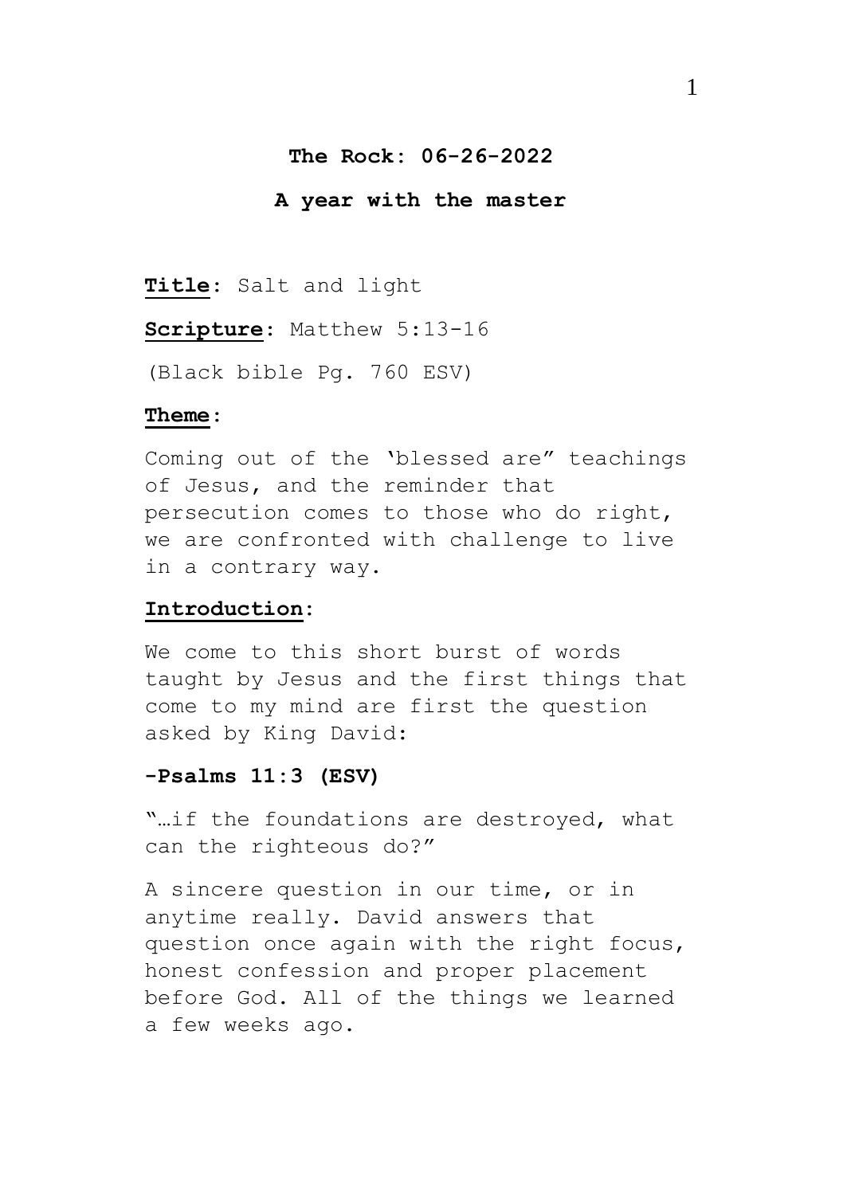**The Rock: 06-26-2022**

**A year with the master**

**Title**: Salt and light

**Scripture**: Matthew 5:13-16

(Black bible Pg. 760 ESV)

**Theme**:

Coming out of the 'blessed are" teachings of Jesus, and the reminder that persecution comes to those who do right, we are confronted with challenge to live in a contrary way.

**Introduction**:

We come to this short burst of words taught by Jesus and the first things that come to my mind are first the question asked by King David:

**-Psalms 11:3 (ESV)**

"…if the foundations are destroyed, what can the righteous do?"

A sincere question in our time, or in anytime really. David answers that question once again with the right focus, honest confession and proper placement before God. All of the things we learned a few weeks ago.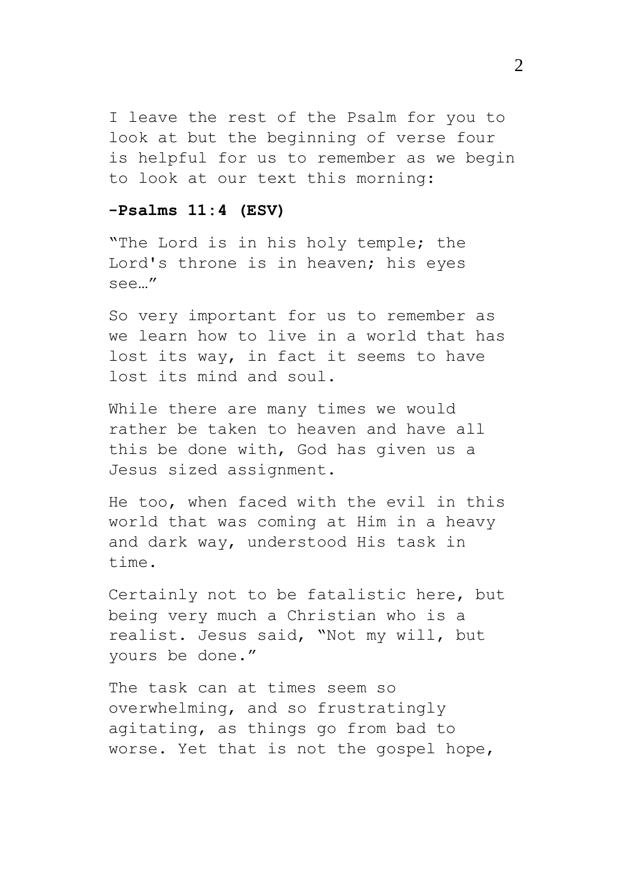I leave the rest of the Psalm for you to look at but the beginning of verse four is helpful for us to remember as we begin to look at our text this morning:

**-Psalms 11:4 (ESV)**

"The Lord is in his holy temple; the Lord's throne is in heaven; his eyes see…"

So very important for us to remember as we learn how to live in a world that has lost its way, in fact it seems to have lost its mind and soul.

While there are many times we would rather be taken to heaven and have all this be done with, God has given us a Jesus sized assignment.

He too, when faced with the evil in this world that was coming at Him in a heavy and dark way, understood His task in time.

Certainly not to be fatalistic here, but being very much a Christian who is a realist. Jesus said, "Not my will, but yours be done."

The task can at times seem so overwhelming, and so frustratingly agitating, as things go from bad to worse. Yet that is not the gospel hope,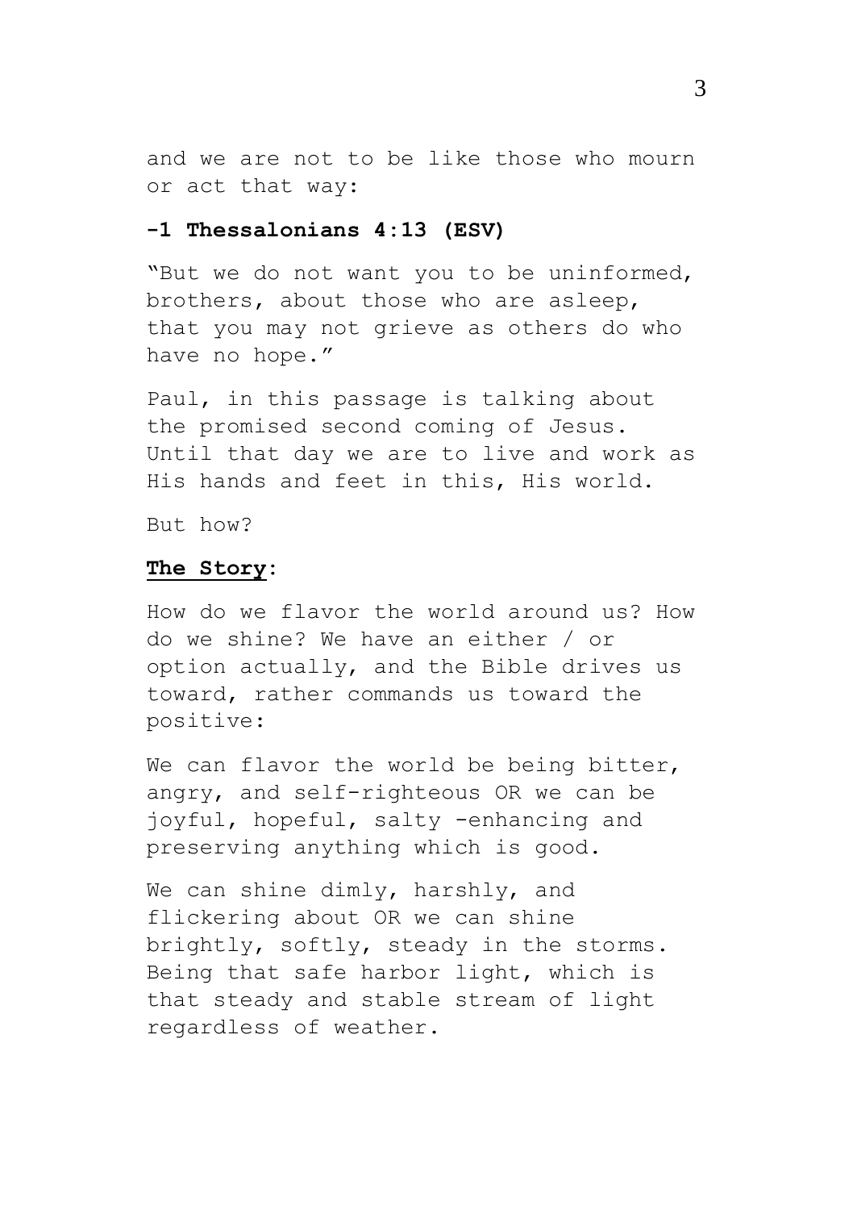and we are not to be like those who mourn or act that way:

**-1 Thessalonians 4:13 (ESV)**

"But we do not want you to be uninformed, brothers, about those who are asleep, that you may not grieve as others do who have no hope."

Paul, in this passage is talking about the promised second coming of Jesus. Until that day we are to live and work as His hands and feet in this, His world.

But how?

**<u>The Story</u>:**

How do we flavor the world around us? How do we shine? We have an either / or option actually, and the Bible drives us toward, rather commands us toward the positive:

We can flavor the world be being bitter, angry, and self-righteous OR we can be joyful, hopeful, salty -enhancing and preserving anything which is good.

We can shine dimly, harshly, and flickering about OR we can shine brightly, softly, steady in the storms. Being that safe harbor light, which is that steady and stable stream of light regardless of weather.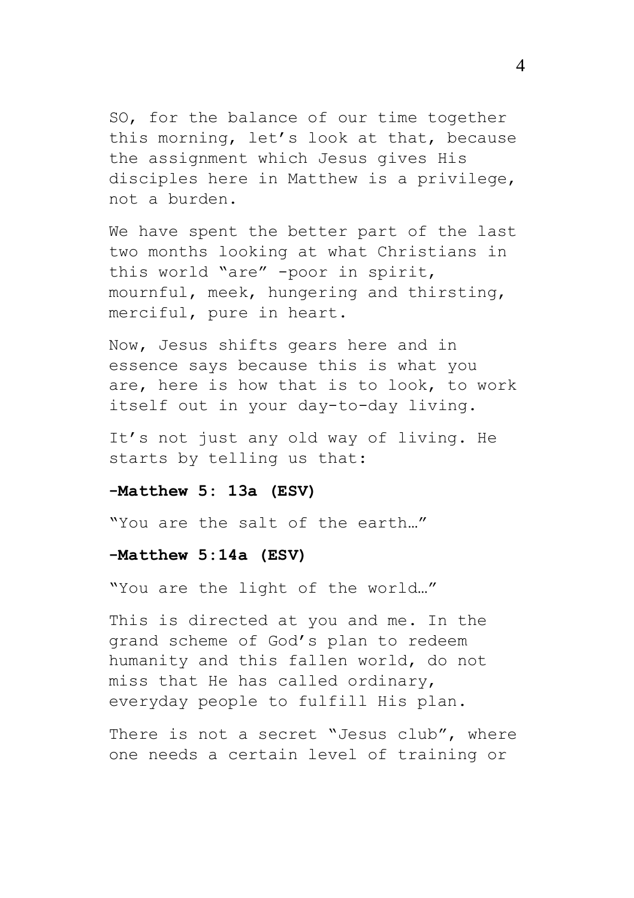SO, for the balance of our time together this morning, let's look at that, because the assignment which Jesus gives His disciples here in Matthew is a privilege, not a burden.

We have spent the better part of the last two months looking at what Christians in this world "are" -poor in spirit, mournful, meek, hungering and thirsting, merciful, pure in heart.

Now, Jesus shifts gears here and in essence says because this is what you are, here is how that is to look, to work itself out in your day-to-day living.

It's not just any old way of living. He starts by telling us that:

**-Matthew 5: 13a (ESV)**

"You are the salt of the earth…"

**-Matthew 5:14a (ESV)**

"You are the light of the world…"

This is directed at you and me. In the grand scheme of God's plan to redeem humanity and this fallen world, do not miss that He has called ordinary, everyday people to fulfill His plan.

There is not a secret "Jesus club", where one needs a certain level of training or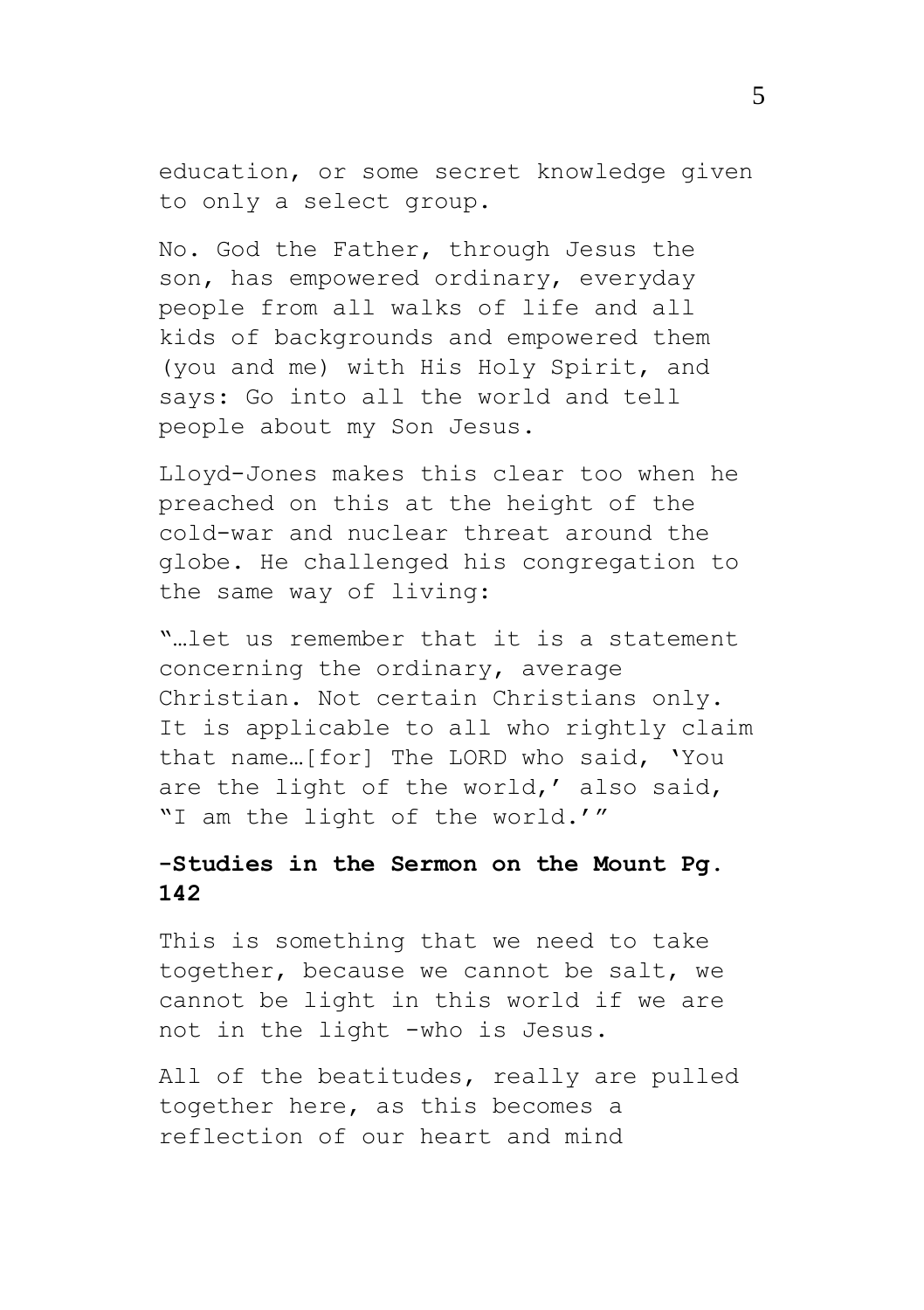education, or some secret knowledge given to only a select group.

No. God the Father, through Jesus the son, has empowered ordinary, everyday people from all walks of life and all kids of backgrounds and empowered them (you and me) with His Holy Spirit, and says: Go into all the world and tell people about my Son Jesus.

Lloyd-Jones makes this clear too when he preached on this at the height of the cold-war and nuclear threat around the globe. He challenged his congregation to the same way of living:

"…let us remember that it is a statement concerning the ordinary, average Christian. Not certain Christians only. It is applicable to all who rightly claim that name…[for] The LORD who said, 'You are the light of the world,' also said, "I am the light of the world.'"

**-Studies in the Sermon on the Mount Pg. 142**

This is something that we need to take together, because we cannot be salt, we cannot be light in this world if we are not in the light -who is Jesus.

All of the beatitudes, really are pulled together here, as this becomes a reflection of our heart and mind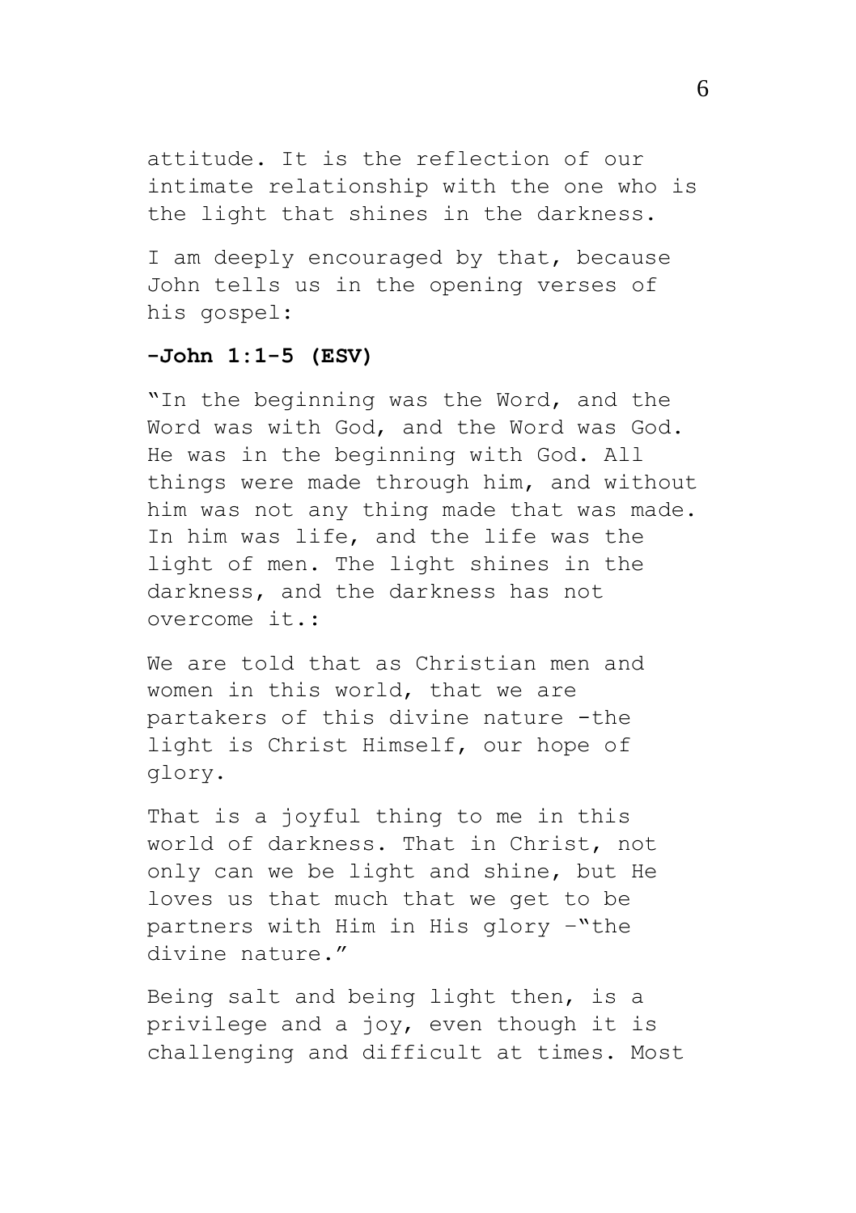attitude. It is the reflection of our intimate relationship with the one who is the light that shines in the darkness.

I am deeply encouraged by that, because John tells us in the opening verses of his gospel:

**-John 1:1-5 (ESV)**

"In the beginning was the Word, and the Word was with God, and the Word was God. He was in the beginning with God. All things were made through him, and without him was not any thing made that was made. In him was life, and the life was the light of men. The light shines in the darkness, and the darkness has not overcome it.:

We are told that as Christian men and women in this world, that we are partakers of this divine nature -the light is Christ Himself, our hope of glory.

That is a joyful thing to me in this world of darkness. That in Christ, not only can we be light and shine, but He loves us that much that we get to be partners with Him in His glory –"the divine nature."

Being salt and being light then, is a privilege and a joy, even though it is challenging and difficult at times. Most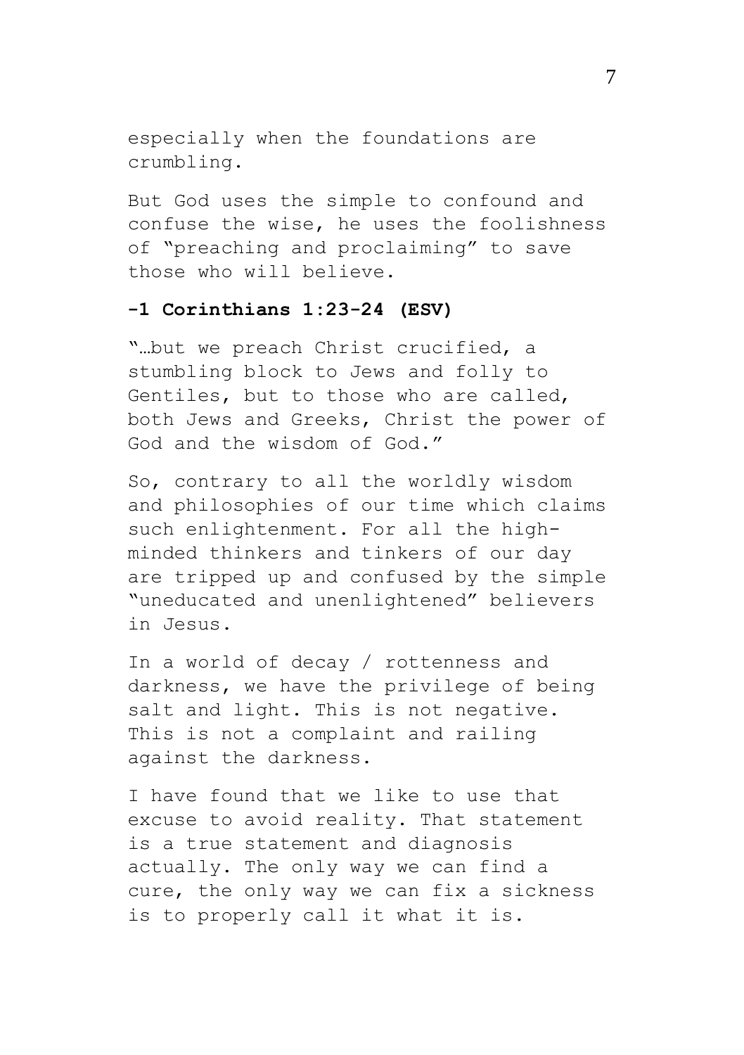especially when the foundations are crumbling.

But God uses the simple to confound and confuse the wise, he uses the foolishness of "preaching and proclaiming" to save those who will believe.

**-1 Corinthians 1:23-24 (ESV)**

"…but we preach Christ crucified, a stumbling block to Jews and folly to Gentiles, but to those who are called, both Jews and Greeks, Christ the power of God and the wisdom of God."

So, contrary to all the worldly wisdom and philosophies of our time which claims such enlightenment. For all the high-minded thinkers and tinkers of our day are tripped up and confused by the simple "uneducated and unenlightened" believers in Jesus.

In a world of decay / rottenness and darkness, we have the privilege of being salt and light. This is not negative. This is not a complaint and railing against the darkness.

I have found that we like to use that excuse to avoid reality. That statement is a true statement and diagnosis actually. The only way we can find a cure, the only way we can fix a sickness is to properly call it what it is.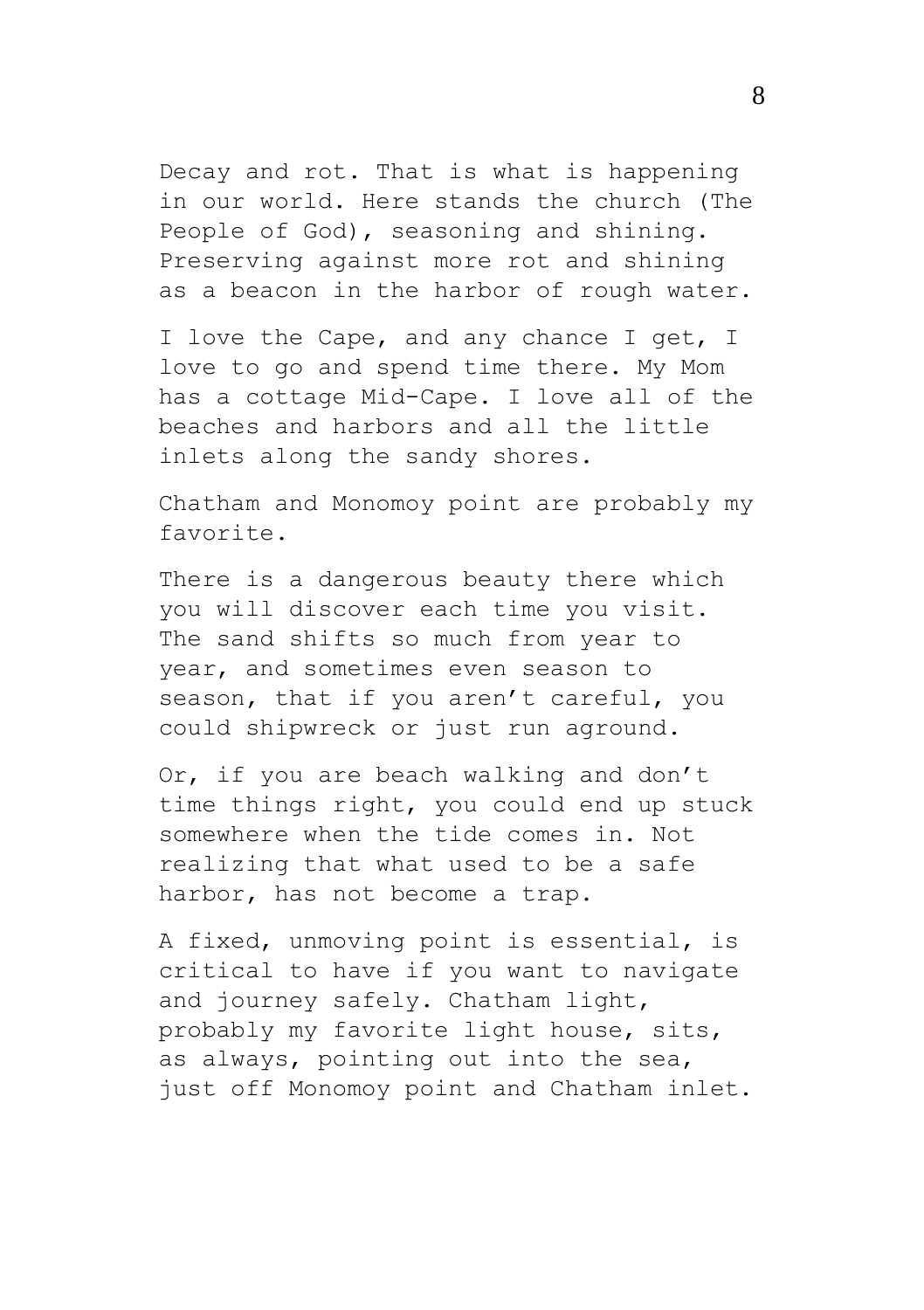Decay and rot. That is what is happening in our world. Here stands the church (The People of God), seasoning and shining. Preserving against more rot and shining as a beacon in the harbor of rough water.

I love the Cape, and any chance I get, I love to go and spend time there. My Mom has a cottage Mid-Cape. I love all of the beaches and harbors and all the little inlets along the sandy shores.

Chatham and Monomoy point are probably my favorite.

There is a dangerous beauty there which you will discover each time you visit. The sand shifts so much from year to year, and sometimes even season to season, that if you aren't careful, you could shipwreck or just run aground.

Or, if you are beach walking and don't time things right, you could end up stuck somewhere when the tide comes in. Not realizing that what used to be a safe harbor, has not become a trap.

A fixed, unmoving point is essential, is critical to have if you want to navigate and journey safely. Chatham light, probably my favorite light house, sits, as always, pointing out into the sea, just off Monomoy point and Chatham inlet.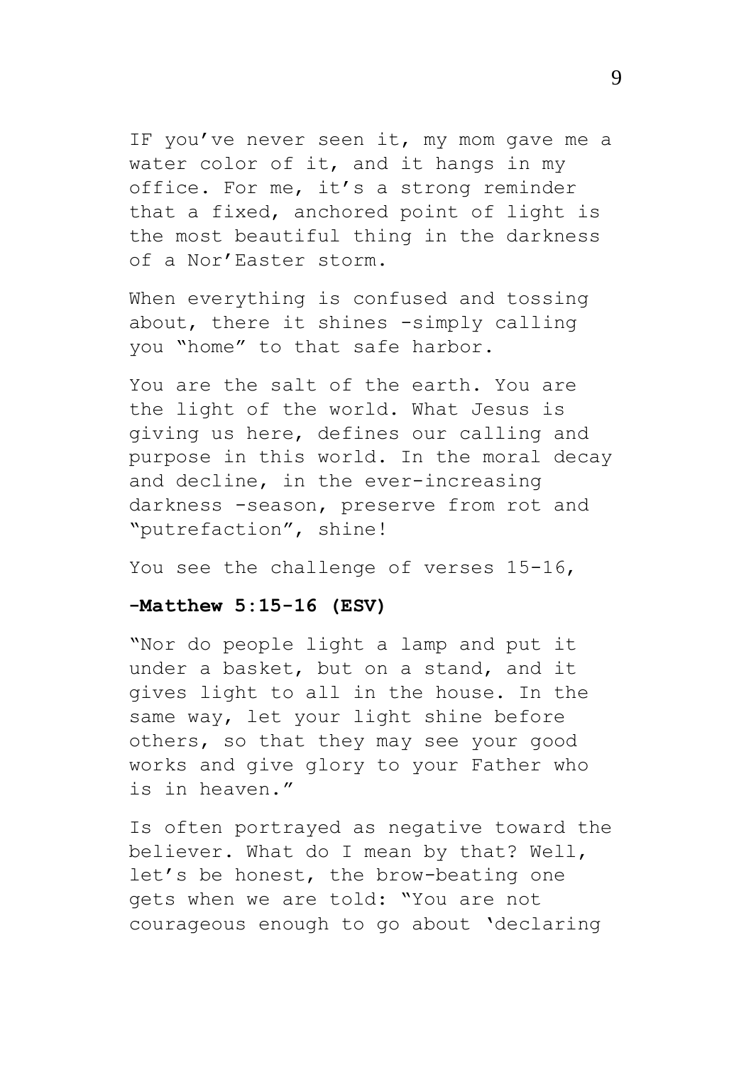IF you've never seen it, my mom gave me a water color of it, and it hangs in my office. For me, it's a strong reminder that a fixed, anchored point of light is the most beautiful thing in the darkness of a Nor'Easter storm.

When everything is confused and tossing about, there it shines -simply calling you "home" to that safe harbor.

You are the salt of the earth. You are the light of the world. What Jesus is giving us here, defines our calling and purpose in this world. In the moral decay and decline, in the ever-increasing darkness -season, preserve from rot and "putrefaction", shine!

You see the challenge of verses 15-16,

**-Matthew 5:15-16 (ESV)**

"Nor do people light a lamp and put it under a basket, but on a stand, and it gives light to all in the house. In the same way, let your light shine before others, so that they may see your good works and give glory to your Father who is in heaven."

Is often portrayed as negative toward the believer. What do I mean by that? Well, let's be honest, the brow-beating one gets when we are told: "You are not courageous enough to go about 'declaring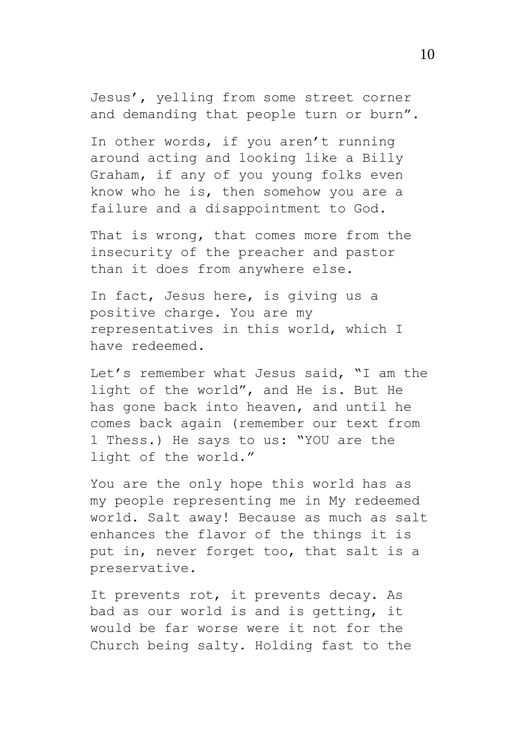Jesus', yelling from some street corner and demanding that people turn or burn".

In other words, if you aren't running around acting and looking like a Billy Graham, if any of you young folks even know who he is, then somehow you are a failure and a disappointment to God.

That is wrong, that comes more from the insecurity of the preacher and pastor than it does from anywhere else.

In fact, Jesus here, is giving us a positive charge. You are my representatives in this world, which I have redeemed.

Let's remember what Jesus said, "I am the light of the world", and He is. But He has gone back into heaven, and until he comes back again (remember our text from 1 Thess.) He says to us: "YOU are the light of the world."

You are the only hope this world has as my people representing me in My redeemed world. Salt away! Because as much as salt enhances the flavor of the things it is put in, never forget too, that salt is a preservative.

It prevents rot, it prevents decay. As bad as our world is and is getting, it would be far worse were it not for the Church being salty. Holding fast to the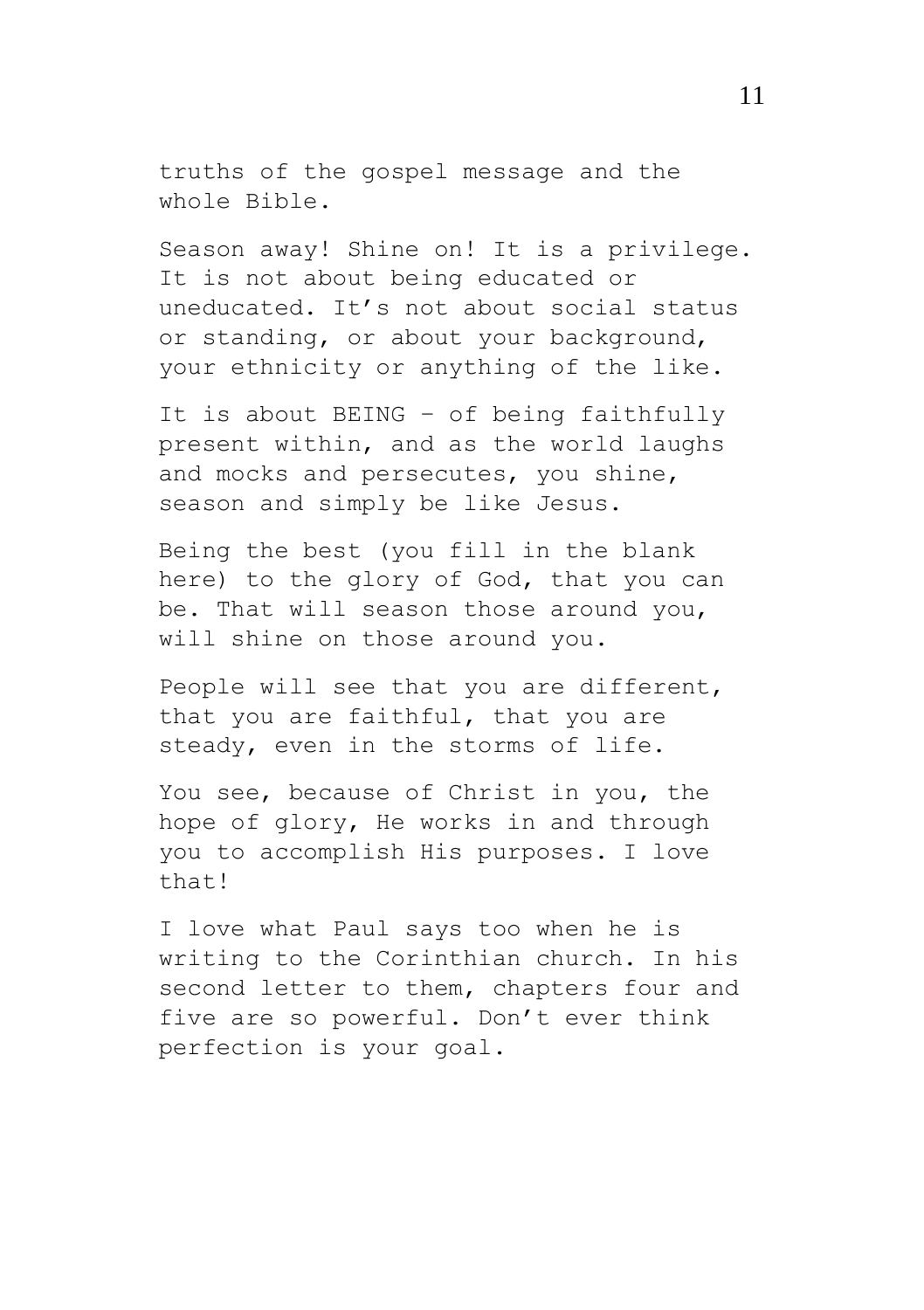truths of the gospel message and the whole Bible.

Season away! Shine on! It is a privilege. It is not about being educated or uneducated. It's not about social status or standing, or about your background, your ethnicity or anything of the like.

It is about BEING – of being faithfully present within, and as the world laughs and mocks and persecutes, you shine, season and simply be like Jesus.

Being the best (you fill in the blank here) to the glory of God, that you can be. That will season those around you, will shine on those around you.

People will see that you are different, that you are faithful, that you are steady, even in the storms of life.

You see, because of Christ in you, the hope of glory, He works in and through you to accomplish His purposes. I love that!

I love what Paul says too when he is writing to the Corinthian church. In his second letter to them, chapters four and five are so powerful. Don't ever think perfection is your goal.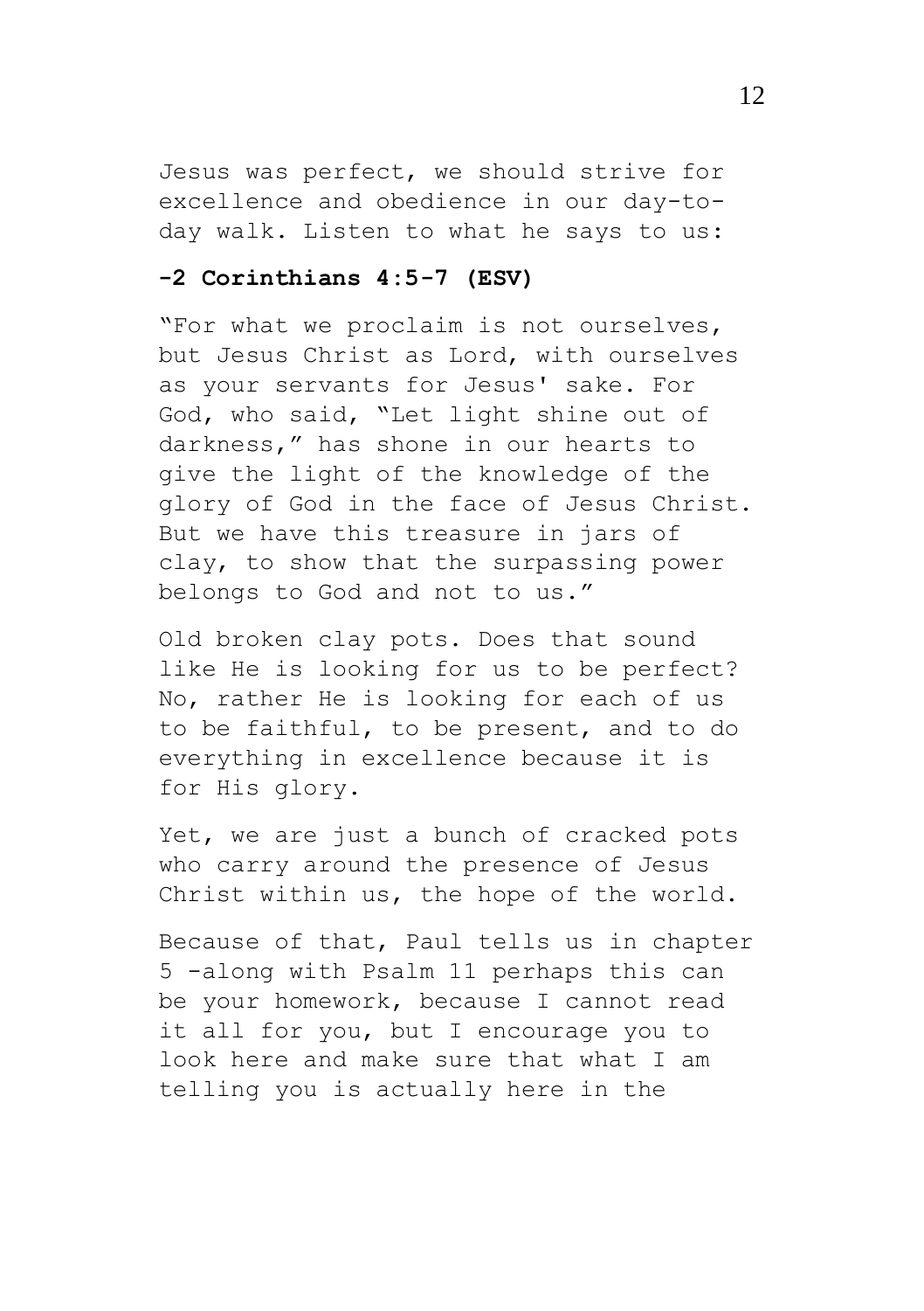Jesus was perfect, we should strive for excellence and obedience in our day-to-day walk. Listen to what he says to us:

**-2 Corinthians 4:5-7 (ESV)**

"For what we proclaim is not ourselves, but Jesus Christ as Lord, with ourselves as your servants for Jesus' sake. For God, who said, "Let light shine out of darkness," has shone in our hearts to give the light of the knowledge of the glory of God in the face of Jesus Christ. But we have this treasure in jars of clay, to show that the surpassing power belongs to God and not to us."

Old broken clay pots. Does that sound like He is looking for us to be perfect? No, rather He is looking for each of us to be faithful, to be present, and to do everything in excellence because it is for His glory.

Yet, we are just a bunch of cracked pots who carry around the presence of Jesus Christ within us, the hope of the world.

Because of that, Paul tells us in chapter 5 -along with Psalm 11 perhaps this can be your homework, because I cannot read it all for you, but I encourage you to look here and make sure that what I am telling you is actually here in the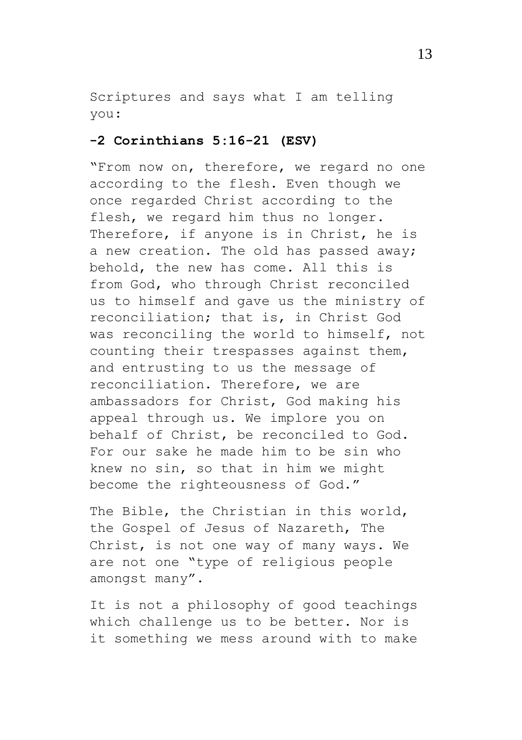Scriptures and says what I am telling you:

**-2 Corinthians 5:16-21 (ESV)**

"From now on, therefore, we regard no one according to the flesh. Even though we once regarded Christ according to the flesh, we regard him thus no longer. Therefore, if anyone is in Christ, he is a new creation. The old has passed away; behold, the new has come. All this is from God, who through Christ reconciled us to himself and gave us the ministry of reconciliation; that is, in Christ God was reconciling the world to himself, not counting their trespasses against them, and entrusting to us the message of reconciliation. Therefore, we are ambassadors for Christ, God making his appeal through us. We implore you on behalf of Christ, be reconciled to God. For our sake he made him to be sin who knew no sin, so that in him we might become the righteousness of God."

The Bible, the Christian in this world, the Gospel of Jesus of Nazareth, The Christ, is not one way of many ways. We are not one "type of religious people amongst many".

It is not a philosophy of good teachings which challenge us to be better. Nor is it something we mess around with to make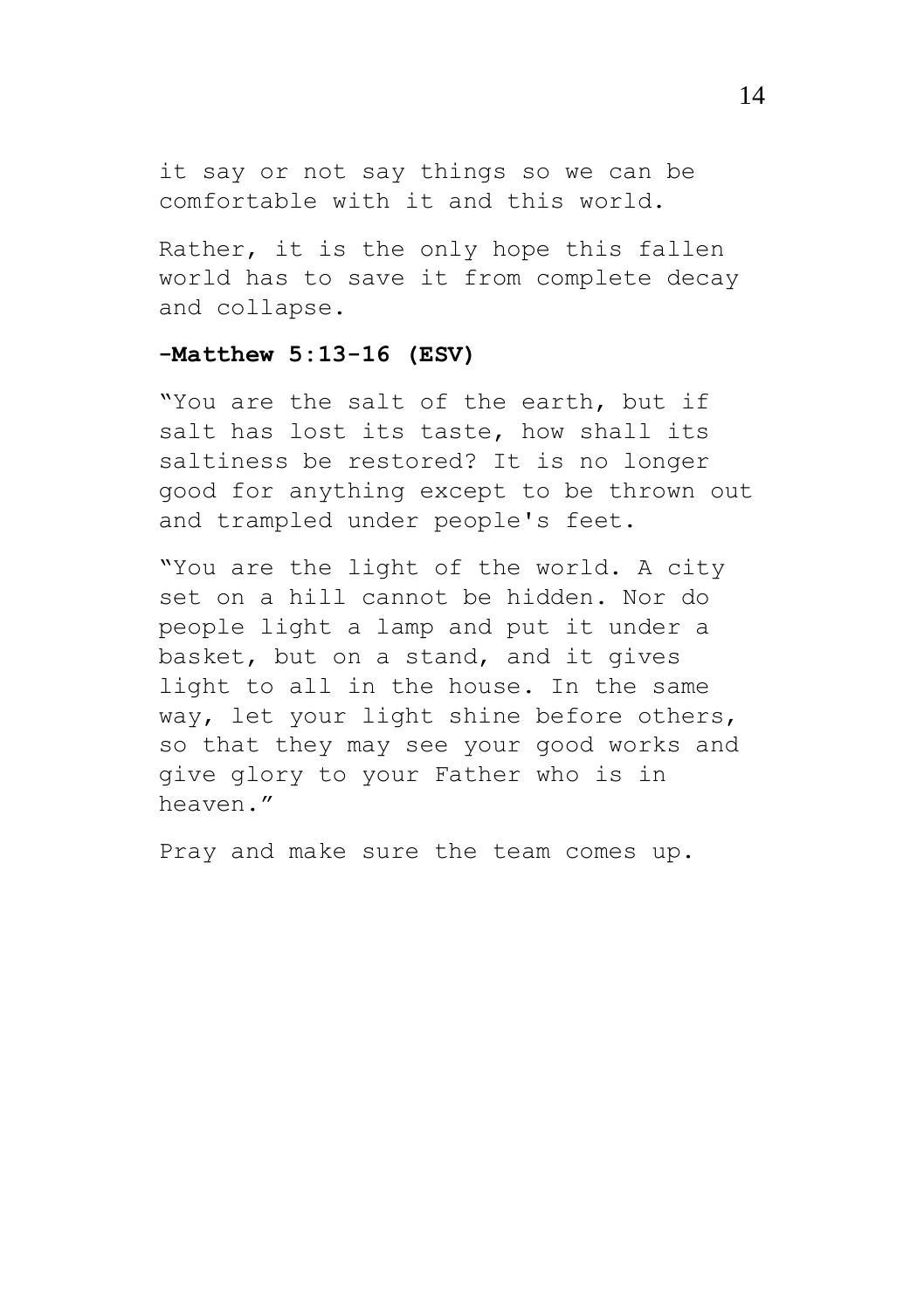it say or not say things so we can be comfortable with it and this world.

Rather, it is the only hope this fallen world has to save it from complete decay and collapse.

**-Matthew 5:13-16 (ESV)**

"You are the salt of the earth, but if salt has lost its taste, how shall its saltiness be restored? It is no longer good for anything except to be thrown out and trampled under people's feet.

"You are the light of the world. A city set on a hill cannot be hidden. Nor do people light a lamp and put it under a basket, but on a stand, and it gives light to all in the house. In the same way, let your light shine before others, so that they may see your good works and give glory to your Father who is in heaven."

Pray and make sure the team comes up.